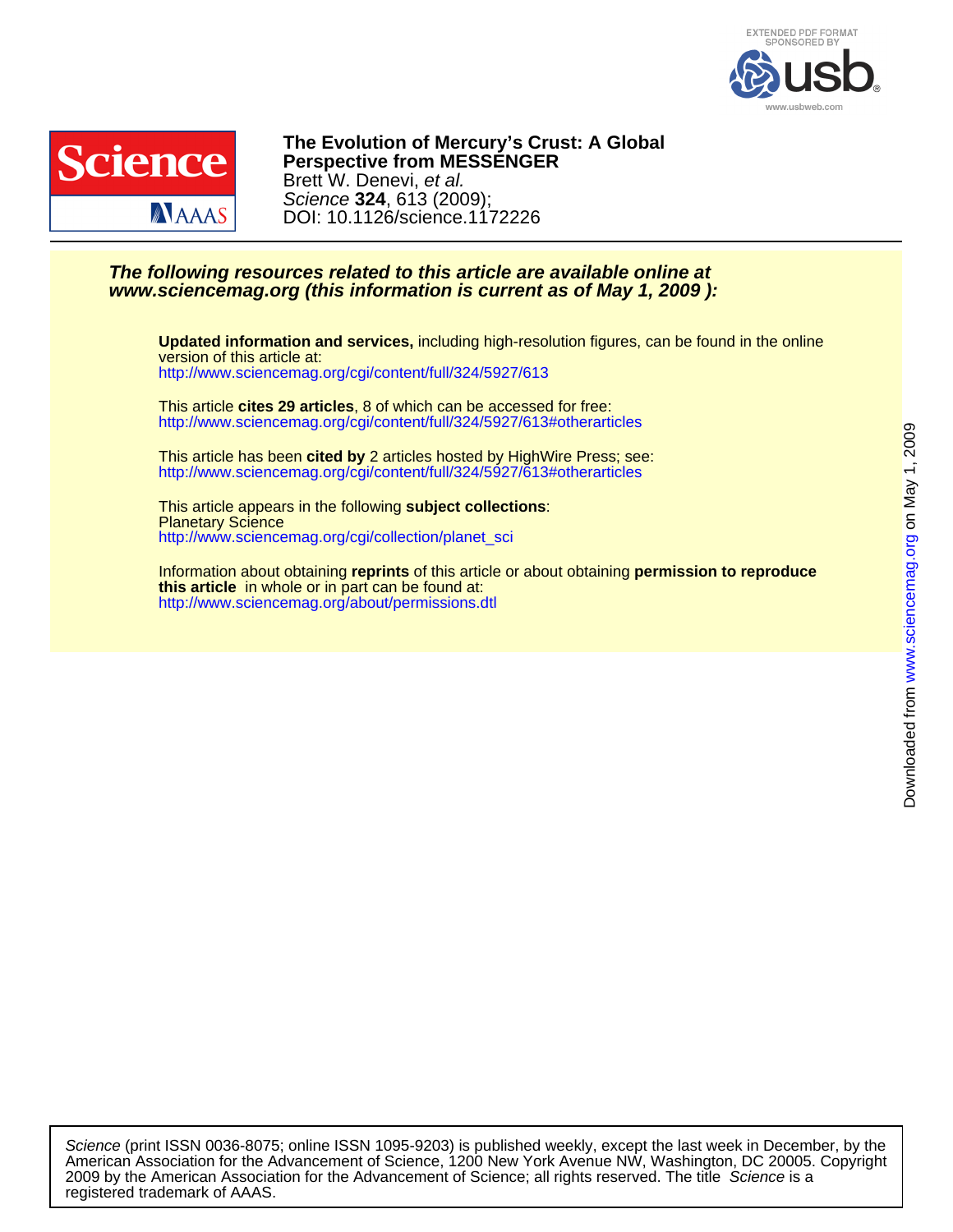# The Evolution of Mercury's Crust: A Global Perspective from MESSENGER

Brett W. Denevi, *et al.*

*Science* **324**, 613 (2009);

DOI: 10.1126/science.1172226

***The following resources related to this article are available online at www.sciencemag.org (this information is current as of May 1, 2009 ):***

**Updated information and services,** including high-resolution figures, can be found in the online version of this article at:
http://www.sciencemag.org/cgi/content/full/324/5927/613

This article **cites 29 articles**, 8 of which can be accessed for free:
http://www.sciencemag.org/cgi/content/full/324/5927/613#otherarticles

This article has been **cited by** 2 articles hosted by HighWire Press; see:
http://www.sciencemag.org/cgi/content/full/324/5927/613#otherarticles

This article appears in the following **subject collections**:
Planetary Science
http://www.sciencemag.org/cgi/collection/planet_sci

Information about obtaining **reprints** of this article or about obtaining **permission to reproduce this article** in whole or in part can be found at:
http://www.sciencemag.org/about/permissions.dtl

Downloaded from www.sciencemag.org on May 1, 2009

*Science* (print ISSN 0036-8075; online ISSN 1095-9203) is published weekly, except the last week in December, by the American Association for the Advancement of Science, 1200 New York Avenue NW, Washington, DC 20005. Copyright 2009 by the American Association for the Advancement of Science; all rights reserved. The title *Science* is a registered trademark of AAAS.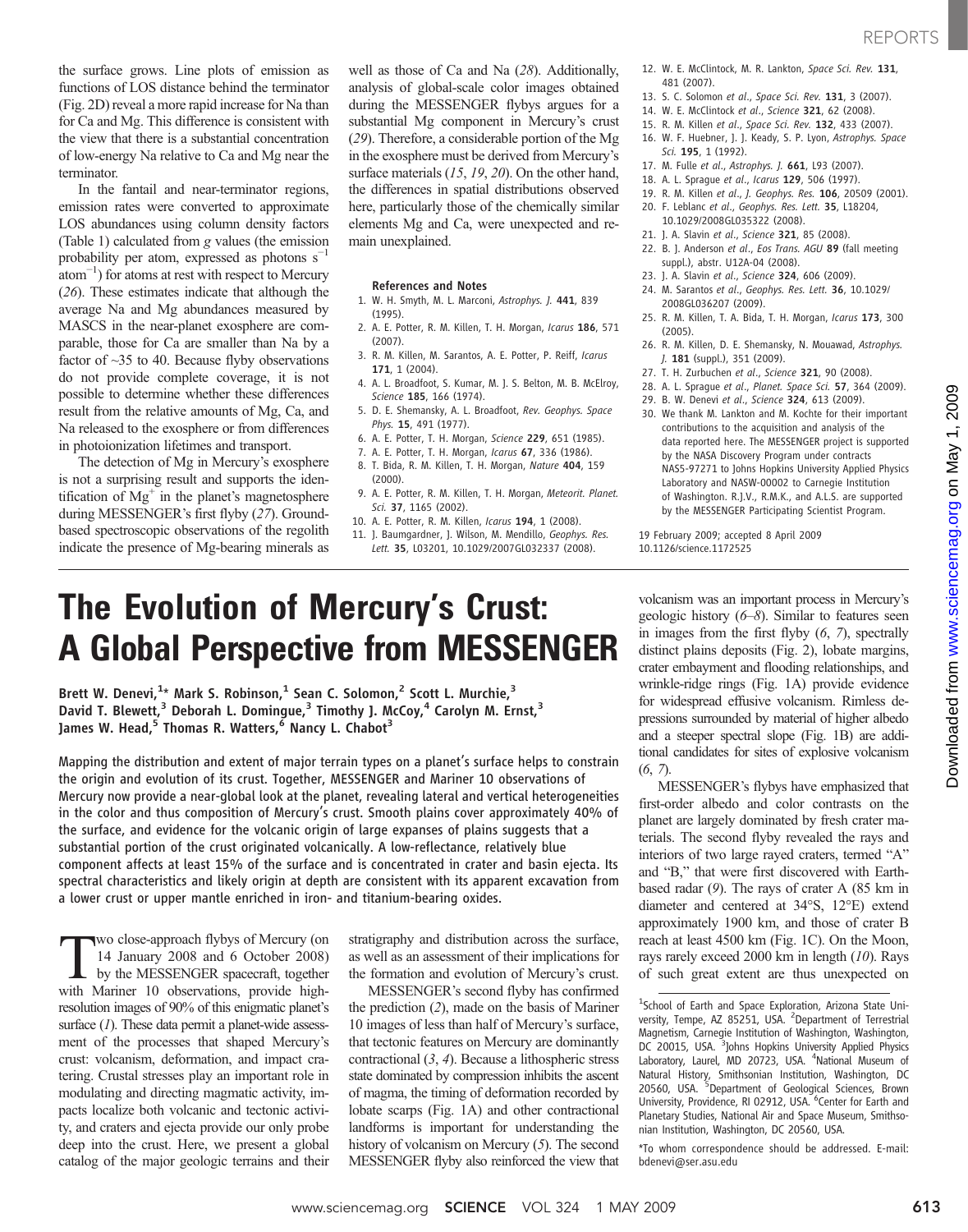the surface grows. Line plots of emission as functions of LOS distance behind the terminator (Fig. 2D) reveal a more rapid increase for Na than for Ca and Mg. This difference is consistent with the view that there is a substantial concentration of low-energy Na relative to Ca and Mg near the terminator.

In the fantail and near-terminator regions, emission rates were converted to approximate LOS abundances using column density factors (Table 1) calculated from *g* values (the emission probability per atom, expressed as photons $s^{-1}$ $atom^{-1}$) for atoms at rest with respect to Mercury (*26*). These estimates indicate that although the average Na and Mg abundances measured by MASCS in the near-planet exosphere are comparable, those for Ca are smaller than Na by a factor of ~35 to 40. Because flyby observations do not provide complete coverage, it is not possible to determine whether these differences result from the relative amounts of Mg, Ca, and Na released to the exosphere or from differences in photoionization lifetimes and transport.

The detection of Mg in Mercury's exosphere is not a surprising result and supports the identification of $Mg^+$ in the planet's magnetosphere during MESSENGER's first flyby (*27*). Ground-based spectroscopic observations of the regolith indicate the presence of Mg-bearing minerals as well as those of Ca and Na (*28*). Additionally, analysis of global-scale color images obtained during the MESSENGER flybys argues for a substantial Mg component in Mercury's crust (*29*). Therefore, a considerable portion of the Mg in the exosphere must be derived from Mercury's surface materials (*15*, *19*, *20*). On the other hand, the differences in spatial distributions observed here, particularly those of the chemically similar elements Mg and Ca, were unexpected and remain unexplained.

### References and Notes

1. W. H. Smyth, M. L. Marconi, *Astrophys. J.* **441**, 839 (1995).
2. A. E. Potter, R. M. Killen, T. H. Morgan, *Icarus* **186**, 571 (2007).
3. R. M. Killen, M. Sarantos, A. E. Potter, P. Reiff, *Icarus* **171**, 1 (2004).
4. A. L. Broadfoot, S. Kumar, M. J. S. Belton, M. B. McElroy, *Science* **185**, 166 (1974).
5. D. E. Shemansky, A. L. Broadfoot, *Rev. Geophys. Space Phys.* **15**, 491 (1977).
6. A. E. Potter, T. H. Morgan, *Science* **229**, 651 (1985).
7. A. E. Potter, T. H. Morgan, *Icarus* **67**, 336 (1986).
8. T. Bida, R. M. Killen, T. H. Morgan, *Nature* **404**, 159 (2000).
9. A. E. Potter, R. M. Killen, T. H. Morgan, *Meteorit. Planet. Sci.* **37**, 1165 (2002).
10. A. E. Potter, R. M. Killen, *Icarus* **194**, 1 (2008).
11. J. Baumgardner, J. Wilson, M. Mendillo, *Geophys. Res. Lett.* **35**, L03201, 10.1029/2007GL032337 (2008).
12. W. E. McClintock, M. R. Lankton, *Space Sci. Rev.* **131**, 481 (2007).
13. S. C. Solomon *et al.*, *Space Sci. Rev.* **131**, 3 (2007).
14. W. E. McClintock *et al.*, *Science* **321**, 62 (2008).
15. R. M. Killen *et al.*, *Space Sci. Rev.* **132**, 433 (2007).
16. W. F. Huebner, J. J. Keady, S. P. Lyon, *Astrophys. Space Sci.* **195**, 1 (1992).
17. M. Fulle *et al.*, *Astrophys. J.* **661**, L93 (2007).
18. A. L. Sprague *et al.*, *Icarus* **129**, 506 (1997).
19. R. M. Killen *et al.*, *J. Geophys. Res.* **106**, 20509 (2001).
20. F. Leblanc *et al.*, *Geophys. Res. Lett.* **35**, L18204, 10.1029/2008GL035322 (2008).
21. J. A. Slavin *et al.*, *Science* **321**, 85 (2008).
22. B. J. Anderson *et al.*, *Eos Trans. AGU* **89** (fall meeting suppl.), abstr. U12A-04 (2008).
23. J. A. Slavin *et al.*, *Science* **324**, 606 (2009).
24. M. Sarantos *et al.*, *Geophys. Res. Lett.* **36**, 10.1029/2008GL036207 (2009).
25. R. M. Killen, T. A. Bida, T. H. Morgan, *Icarus* **173**, 300 (2005).
26. R. M. Killen, D. E. Shemansky, N. Mouawad, *Astrophys. J.* **181** (suppl.), 351 (2009).
27. T. H. Zurbuchen *et al.*, *Science* **321**, 90 (2008).
28. A. L. Sprague *et al.*, *Planet. Space Sci.* **57**, 364 (2009).
29. B. W. Denevi *et al.*, *Science* **324**, 613 (2009).
30. We thank M. Lankton and M. Kochte for their important contributions to the acquisition and analysis of the data reported here. The MESSENGER project is supported by the NASA Discovery Program under contracts NAS5-97271 to Johns Hopkins University Applied Physics Laboratory and NASW-00002 to Carnegie Institution of Washington. R.J.V., R.M.K., and A.L.S. are supported by the MESSENGER Participating Scientist Program.

19 February 2009; accepted 8 April 2009
10.1126/science.1172525

# The Evolution of Mercury's Crust: A Global Perspective from MESSENGER

**Brett W. Denevi,[1]* Mark S. Robinson,[1] Sean C. Solomon,[2] Scott L. Murchie,[3] David T. Blewett,[3] Deborah L. Domingue,[3] Timothy J. McCoy,[4] Carolyn M. Ernst,[3] James W. Head,[5] Thomas R. Watters,[6] Nancy L. Chabot[3]**

Mapping the distribution and extent of major terrain types on a planet's surface helps to constrain the origin and evolution of its crust. Together, MESSENGER and Mariner 10 observations of Mercury now provide a near-global look at the planet, revealing lateral and vertical heterogeneities in the color and thus composition of Mercury's crust. Smooth plains cover approximately 40% of the surface, and evidence for the volcanic origin of large expanses of plains suggests that a substantial portion of the crust originated volcanically. A low-reflectance, relatively blue component affects at least 15% of the surface and is concentrated in crater and basin ejecta. Its spectral characteristics and likely origin at depth are consistent with its apparent excavation from a lower crust or upper mantle enriched in iron- and titanium-bearing oxides.

Two close-approach flybys of Mercury (on 14 January 2008 and 6 October 2008) by the MESSENGER spacecraft, together with Mariner 10 observations, provide high-resolution images of 90% of this enigmatic planet's surface (*1*). These data permit a planet-wide assessment of the processes that shaped Mercury's crust: volcanism, deformation, and impact cratering. Crustal stresses play an important role in modulating and directing magmatic activity, impacts localize both volcanic and tectonic activity, and craters and ejecta provide our only probe deep into the crust. Here, we present a global catalog of the major geologic terrains and their stratigraphy and distribution across the surface, as well as an assessment of their implications for the formation and evolution of Mercury's crust.

MESSENGER's second flyby has confirmed the prediction (*2*), made on the basis of Mariner 10 images of less than half of Mercury's surface, that tectonic features on Mercury are dominantly contractional (*3*, *4*). Because a lithospheric stress state dominated by compression inhibits the ascent of magma, the timing of deformation recorded by lobate scarps (Fig. 1A) and other contractional landforms is important for understanding the history of volcanism on Mercury (*5*). The second MESSENGER flyby also reinforced the view that volcanism was an important process in Mercury's geologic history (*6*–*8*). Similar to features seen in images from the first flyby (*6*, *7*), spectrally distinct plains deposits (Fig. 2), lobate margins, crater embayment and flooding relationships, and wrinkle-ridge rings (Fig. 1A) provide evidence for widespread effusive volcanism. Rimless depressions surrounded by material of higher albedo and a steeper spectral slope (Fig. 1B) are additional candidates for sites of explosive volcanism (*6*, *7*).

MESSENGER's flybys have emphasized that first-order albedo and color contrasts on the planet are largely dominated by fresh crater materials. The second flyby revealed the rays and interiors of two large rayed craters, termed "A" and "B," that were first discovered with Earth-based radar (*9*). The rays of crater A (85 km in diameter and centered at 34°S, 12°E) extend approximately 1900 km, and those of crater B reach at least 4500 km (Fig. 1C). On the Moon, rays rarely exceed 2000 km in length (*10*). Rays of such great extent are thus unexpected on

[1]School of Earth and Space Exploration, Arizona State University, Tempe, AZ 85251, USA. [2]Department of Terrestrial Magnetism, Carnegie Institution of Washington, Washington, DC 20015, USA. [3]Johns Hopkins University Applied Physics Laboratory, Laurel, MD 20723, USA. [4]National Museum of Natural History, Smithsonian Institution, Washington, DC 20560, USA. [5]Department of Geological Sciences, Brown University, Providence, RI 02912, USA. [6]Center for Earth and Planetary Studies, National Air and Space Museum, Smithsonian Institution, Washington, DC 20560, USA.

*To whom correspondence should be addressed. E-mail: bdenevi@ser.asu.edu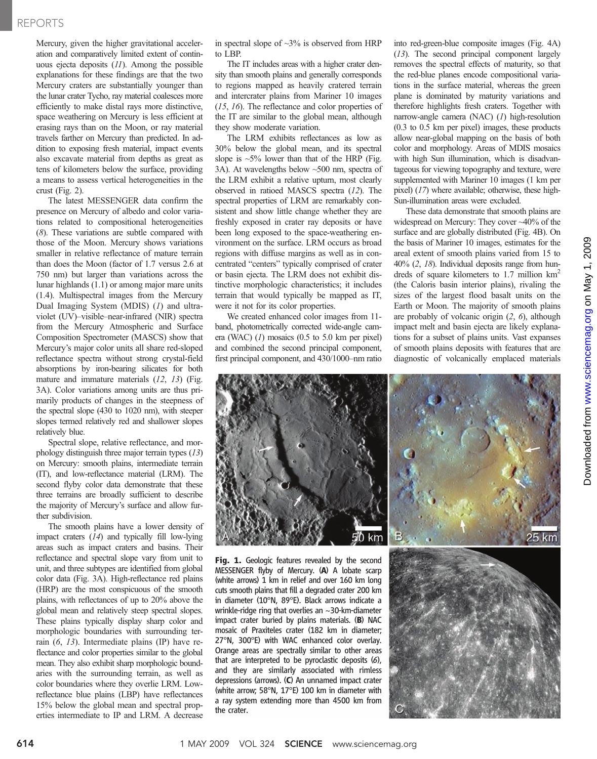Mercury, given the higher gravitational acceleration and comparatively limited extent of continuous ejecta deposits (*11*). Among the possible explanations for these findings are that the two Mercury craters are substantially younger than the lunar crater Tycho, ray material coalesces more efficiently to make distal rays more distinctive, space weathering on Mercury is less efficient at erasing rays than on the Moon, or ray material travels farther on Mercury than predicted. In addition to exposing fresh material, impact events also excavate material from depths as great as tens of kilometers below the surface, providing a means to assess vertical heterogeneities in the crust (Fig. 2).

The latest MESSENGER data confirm the presence on Mercury of albedo and color variations related to compositional heterogeneities (*8*). These variations are subtle compared with those of the Moon. Mercury shows variations smaller in relative reflectance of mature terrain than does the Moon (factor of 1.7 versus 2.6 at 750 nm) but larger than variations across the lunar highlands (1.1) or among major mare units (1.4). Multispectral images from the Mercury Dual Imaging System (MDIS) (*1*) and ultraviolet (UV)–visible–near-infrared (NIR) spectra from the Mercury Atmospheric and Surface Composition Spectrometer (MASCS) show that Mercury's major color units all share red-sloped reflectance spectra without strong crystal-field absorptions by iron-bearing silicates for both mature and immature materials (*12*, *13*) (Fig. 3A). Color variations among units are thus primarily products of changes in the steepness of the spectral slope (430 to 1020 nm), with steeper slopes termed relatively red and shallower slopes relatively blue.

Spectral slope, relative reflectance, and morphology distinguish three major terrain types (*13*) on Mercury: smooth plains, intermediate terrain (IT), and low-reflectance material (LRM). The second flyby color data demonstrate that these three terrains are broadly sufficient to describe the majority of Mercury's surface and allow further subdivision.

The smooth plains have a lower density of impact craters (*14*) and typically fill low-lying areas such as impact craters and basins. Their reflectance and spectral slope vary from unit to unit, and three subtypes are identified from global color data (Fig. 3A). High-reflectance red plains (HRP) are the most conspicuous of the smooth plains, with reflectances of up to 20% above the global mean and relatively steep spectral slopes. These plains typically display sharp color and morphologic boundaries with surrounding terrain (*6*, *13*). Intermediate plains (IP) have reflectance and color properties similar to the global mean. They also exhibit sharp morphologic boundaries with the surrounding terrain, as well as color boundaries where they overlie LRM. Low-reflectance blue plains (LBP) have reflectances 15% below the global mean and spectral properties intermediate to IP and LRM. A decrease in spectral slope of ~3% is observed from HRP to LBP.

The IT includes areas with a higher crater density than smooth plains and generally corresponds to regions mapped as heavily cratered terrain and intercrater plains from Mariner 10 images (*15*, *16*). The reflectance and color properties of the IT are similar to the global mean, although they show moderate variation.

The LRM exhibits reflectances as low as 30% below the global mean, and its spectral slope is ~5% lower than that of the HRP (Fig. 3A). At wavelengths below ~500 nm, spectra of the LRM exhibit a relative upturn, most clearly observed in ratioed MASCS spectra (*12*). The spectral properties of LRM are remarkably consistent and show little change whether they are freshly exposed in crater ray deposits or have been long exposed to the space-weathering environment on the surface. LRM occurs as broad regions with diffuse margins as well as in concentrated "centers" typically comprised of crater or basin ejecta. The LRM does not exhibit distinctive morphologic characteristics; it includes terrain that would typically be mapped as IT, were it not for its color properties.

We created enhanced color images from 11-band, photometrically corrected wide-angle camera (WAC) (*1*) mosaics (0.5 to 5.0 km per pixel) and combined the second principal component, first principal component, and 430/1000–nm ratio into red-green-blue composite images (Fig. 4A) (*13*). The second principal component largely removes the spectral effects of maturity, so that the red-blue planes encode compositional variations in the surface material, whereas the green plane is dominated by maturity variations and therefore highlights fresh craters. Together with narrow-angle camera (NAC) (*1*) high-resolution (0.3 to 0.5 km per pixel) images, these products allow near-global mapping on the basis of both color and morphology. Areas of MDIS mosaics with high Sun illumination, which is disadvantageous for viewing topography and texture, were supplemented with Mariner 10 images (1 km per pixel) (*17*) where available; otherwise, these high-Sun-illumination areas were excluded.

These data demonstrate that smooth plains are widespread on Mercury: They cover ~40% of the surface and are globally distributed (Fig. 4B). On the basis of Mariner 10 images, estimates for the areal extent of smooth plains varied from 15 to 40% (*2*, *18*). Individual deposits range from hundreds of square kilometers to 1.7 million km$^2$ (the Caloris basin interior plains), rivaling the sizes of the largest flood basalt units on the Earth or Moon. The majority of smooth plains are probably of volcanic origin (*2*, *6*), although impact melt and basin ejecta are likely explanations for a subset of plains units. Vast expanses of smooth plains deposits with features that are diagnostic of volcanically emplaced materials

**Fig. 1.** Geologic features revealed by the second MESSENGER flyby of Mercury. (**A**) A lobate scarp (white arrows) 1 km in relief and over 160 km long cuts smooth plains that fill a degraded crater 200 km in diameter (10°N, 89°E). Black arrows indicate a wrinkle-ridge ring that overlies an ~30-km-diameter impact crater buried by plains materials. (**B**) NAC mosaic of Praxiteles crater (182 km in diameter; 27°N, 300°E) with WAC enhanced color overlay. Orange areas are spectrally similar to other areas that are interpreted to be pyroclastic deposits (*6*), and they are similarly associated with rimless depressions (arrows). (**C**) An unnamed impact crater (white arrow; 58°N, 17°E) 100 km in diameter with a ray system extending more than 4500 km from the crater.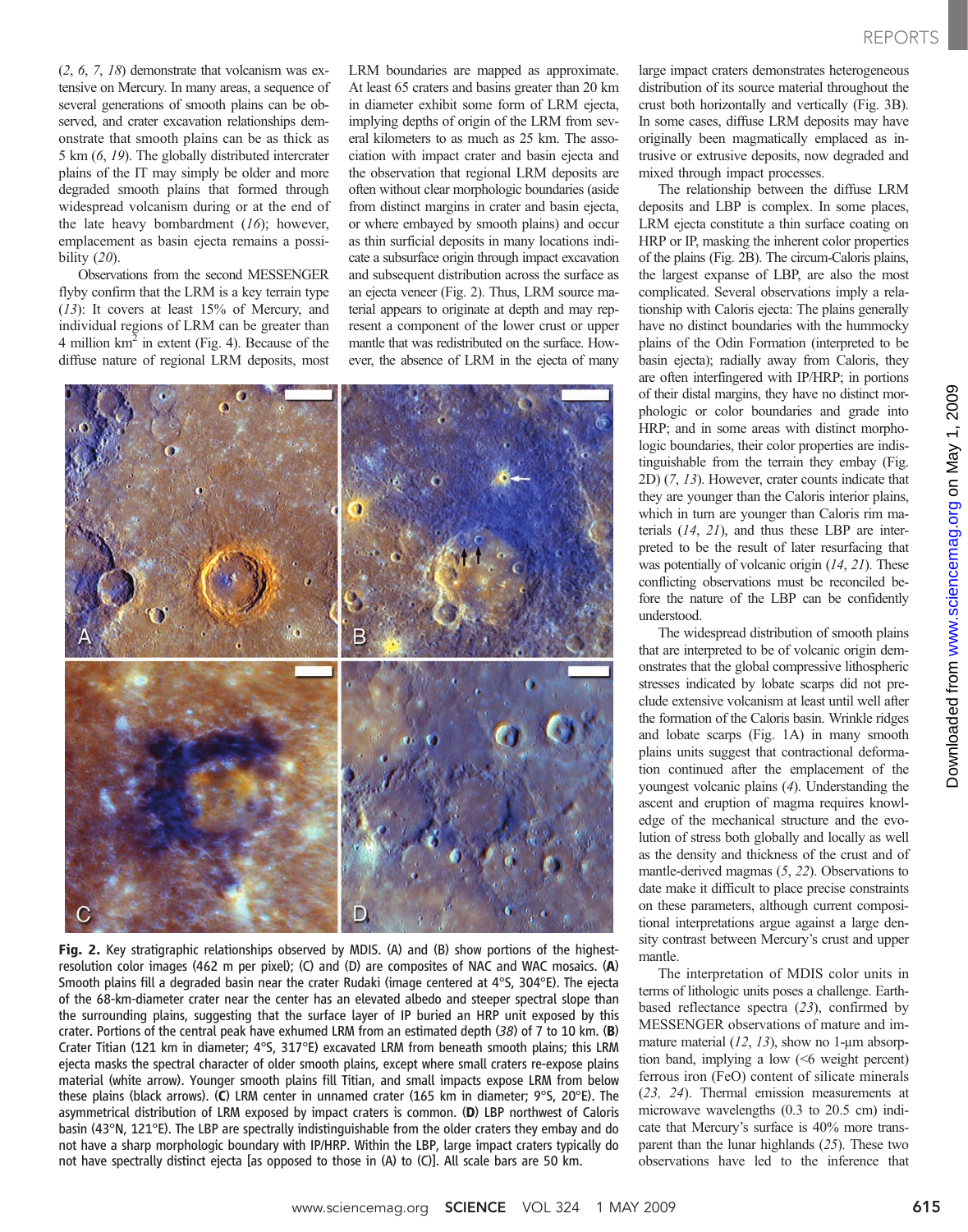(2, 6, 7, 18) demonstrate that volcanism was extensive on Mercury. In many areas, a sequence of several generations of smooth plains can be observed, and crater excavation relationships demonstrate that smooth plains can be as thick as 5 km (6, 19). The globally distributed intercrater plains of the IT may simply be older and more degraded smooth plains that formed through widespread volcanism during or at the end of the late heavy bombardment (16); however, emplacement as basin ejecta remains a possibility (20).

Observations from the second MESSENGER flyby confirm that the LRM is a key terrain type (13): It covers at least 15% of Mercury, and individual regions of LRM can be greater than 4 million km$^2$ in extent (Fig. 4). Because of the diffuse nature of regional LRM deposits, most LRM boundaries are mapped as approximate. At least 65 craters and basins greater than 20 km in diameter exhibit some form of LRM ejecta, implying depths of origin of the LRM from several kilometers to as much as 25 km. The association with impact crater and basin ejecta and the observation that regional LRM deposits are often without clear morphologic boundaries (aside from distinct margins in crater and basin ejecta, or where embayed by smooth plains) and occur as thin surficial deposits in many locations indicate a subsurface origin through impact excavation and subsequent distribution across the surface as an ejecta veneer (Fig. 2). Thus, LRM source material appears to originate at depth and may represent a component of the lower crust or upper mantle that was redistributed on the surface. However, the absence of LRM in the ejecta of many large impact craters demonstrates heterogeneous distribution of its source material throughout the crust both horizontally and vertically (Fig. 3B). In some cases, diffuse LRM deposits may have originally been magmatically emplaced as intrusive or extrusive deposits, now degraded and mixed through impact processes.

The relationship between the diffuse LRM deposits and LBP is complex. In some places, LRM ejecta constitute a thin surface coating on HRP or IP, masking the inherent color properties of the plains (Fig. 2B). The circum-Caloris plains, the largest expanse of LBP, are also the most complicated. Several observations imply a relationship with Caloris ejecta: The plains generally have no distinct boundaries with the hummocky plains of the Odin Formation (interpreted to be basin ejecta); radially away from Caloris, they are often interfingered with IP/HRP; in portions of their distal margins, they have no distinct morphologic or color boundaries and grade into HRP; and in some areas with distinct morphologic boundaries, their color properties are indistinguishable from the terrain they embay (Fig. 2D) (7, 13). However, crater counts indicate that they are younger than the Caloris interior plains, which in turn are younger than Caloris rim materials (14, 21), and thus these LBP are interpreted to be the result of later resurfacing that was potentially of volcanic origin (14, 21). These conflicting observations must be reconciled before the nature of the LBP can be confidently understood.

The widespread distribution of smooth plains that are interpreted to be of volcanic origin demonstrates that the global compressive lithospheric stresses indicated by lobate scarps did not preclude extensive volcanism at least until well after the formation of the Caloris basin. Wrinkle ridges and lobate scarps (Fig. 1A) in many smooth plains units suggest that contractional deformation continued after the emplacement of the youngest volcanic plains (4). Understanding the ascent and eruption of magma requires knowledge of the mechanical structure and the evolution of stress both globally and locally as well as the density and thickness of the crust and of mantle-derived magmas (5, 22). Observations to date make it difficult to place precise constraints on these parameters, although current compositional interpretations argue against a large density contrast between Mercury's crust and upper mantle.

The interpretation of MDIS color units in terms of lithologic units poses a challenge. Earth-based reflectance spectra (23), confirmed by MESSENGER observations of mature and immature material (12, 13), show no 1-µm absorption band, implying a low (<6 weight percent) ferrous iron (FeO) content of silicate minerals (23, 24). Thermal emission measurements at microwave wavelengths (0.3 to 20.5 cm) indicate that Mercury's surface is 40% more transparent than the lunar highlands (25). These two observations have led to the inference that

**Fig. 2.** Key stratigraphic relationships observed by MDIS. (A) and (B) show portions of the highest-resolution color images (462 m per pixel); (C) and (D) are composites of NAC and WAC mosaics. (**A**) Smooth plains fill a degraded basin near the crater Rudaki (image centered at 4°S, 304°E). The ejecta of the 68-km-diameter crater near the center has an elevated albedo and steeper spectral slope than the surrounding smooth plains, suggesting that the surface layer of IP buried an HRP unit exposed by this crater. Portions of the central peak have exhumed LRM from an estimated depth (38) of 7 to 10 km. (**B**) Crater Titian (121 km in diameter; 4°S, 317°E) excavated LRM from beneath smooth plains; this LRM ejecta masks the spectral character of older smooth plains, except where small craters re-expose plains material (white arrow). Younger smooth plains fill Titian, and small impacts expose LRM from below these plains (black arrows). (**C**) LRM center in unnamed crater (165 km in diameter; 9°S, 20°E). The asymmetrical distribution of LRM exposed by impact craters is common. (**D**) LBP northwest of Caloris basin (43°N, 121°E). The LBP are spectrally indistinguishable from the older craters they embay and do not have a sharp morphologic boundary with IP/HRP. Within the LBP, large impact craters typically do not have spectrally distinct ejecta [as opposed to those in (A) to (C)]. All scale bars are 50 km.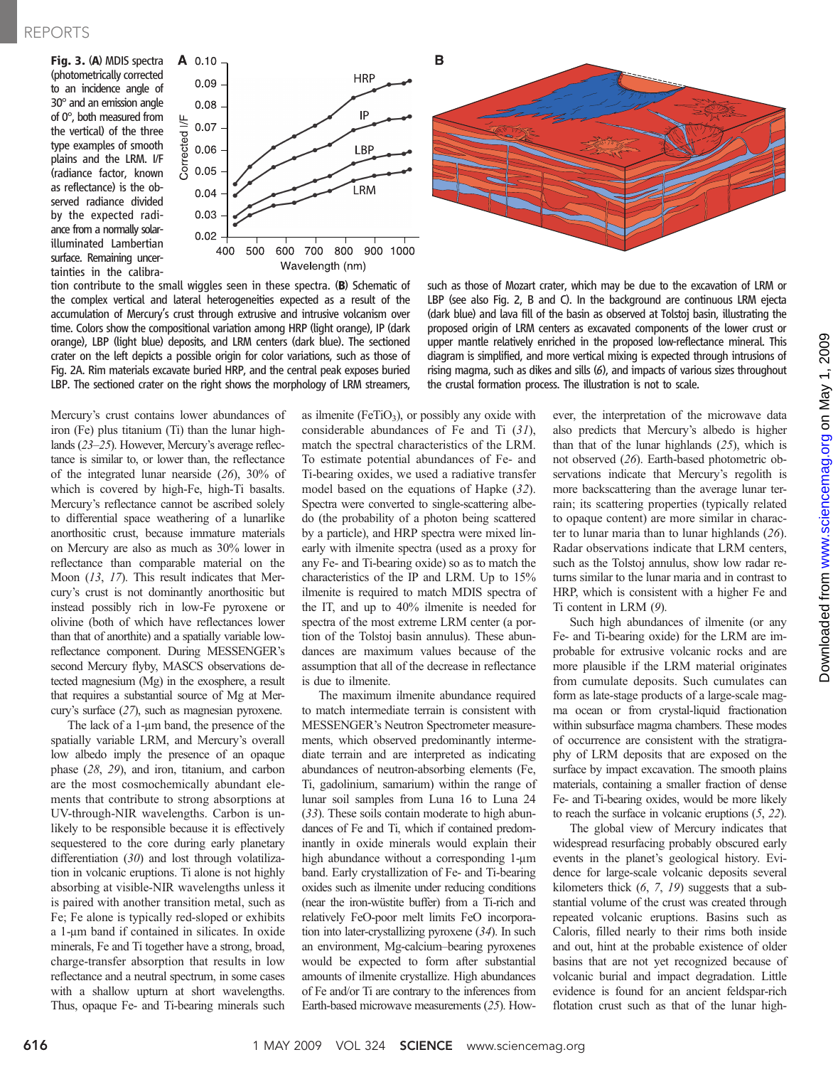**Fig. 3.** (**A**) MDIS spectra (photometrically corrected to an incidence angle of 30° and an emission angle of 0°, both measured from the vertical) of the three type examples of smooth plains and the LRM. I/F (radiance factor, known as reflectance) is the observed radiance divided by the expected radiance from a normally solar-illuminated Lambertian surface. Remaining uncertainties in the calibration contribute to the small wiggles seen in these spectra. (**B**) Schematic of the complex vertical and lateral heterogeneities expected as a result of the accumulation of Mercury's crust through extrusive and intrusive volcanism over time. Colors show the compositional variation among HRP (light orange), IP (dark orange), LBP (light blue) deposits, and LRM centers (dark blue). The sectioned crater on the left depicts a possible origin for color variations, such as those of Fig. 2A. Rim materials excavate buried HRP, and the central peak exposes buried LBP. The sectioned crater on the right shows the morphology of LRM streamers, such as those of Mozart crater, which may be due to the excavation of LRM or LBP (see also Fig. 2, B and C). In the background are continuous LRM ejecta (dark blue) and lava fill of the basin as observed at Tolstoj basin, illustrating the proposed origin of LRM centers as excavated components of the lower crust or upper mantle relatively enriched in the proposed low-reflectance mineral. This diagram is simplified, and more vertical mixing is expected through intrusions of rising magma, such as dikes and sills (*6*), and impacts of various sizes throughout the crustal formation process. The illustration is not to scale.

Mercury's crust contains lower abundances of iron (Fe) plus titanium (Ti) than the lunar highlands (*23*–*25*). However, Mercury's average reflectance is similar to, or lower than, the reflectance of the integrated lunar nearside (*26*), 30% of which is covered by high-Fe, high-Ti basalts. Mercury's reflectance cannot be ascribed solely to differential space weathering of a lunarlike anorthositic crust, because immature materials on Mercury are also as much as 30% lower in reflectance than comparable material on the Moon (*13*, *17*). This result indicates that Mercury's crust is not dominantly anorthositic but instead possibly rich in low-Fe pyroxene or olivine (both of which have reflectances lower than that of anorthite) and a spatially variable low-reflectance component. During MESSENGER's second Mercury flyby, MASCS observations detected magnesium (Mg) in the exosphere, a result that requires a substantial source of Mg at Mercury's surface (*27*), such as magnesian pyroxene.

The lack of a 1-μm band, the presence of the spatially variable LRM, and Mercury's overall low albedo imply the presence of an opaque phase (*28*, *29*), and iron, titanium, and carbon are the most cosmochemically abundant elements that contribute to strong absorptions at UV-through-NIR wavelengths. Carbon is unlikely to be responsible because it is effectively sequestered to the core during early planetary differentiation (*30*) and lost through volatilization in volcanic eruptions. Ti alone is not highly absorbing at visible-NIR wavelengths unless it is paired with another transition metal, such as Fe; Fe alone is typically red-sloped or exhibits a 1-μm band if contained in silicates. In oxide minerals, Fe and Ti together have a strong, broad, charge-transfer absorption that results in low reflectance and a neutral spectrum, in some cases with a shallow upturn at short wavelengths. Thus, opaque Fe- and Ti-bearing minerals such as ilmenite ($FeTiO_3$), or possibly any oxide with considerable abundances of Fe and Ti (*31*), match the spectral characteristics of the LRM. To estimate potential abundances of Fe- and Ti-bearing oxides, we used a radiative transfer model based on the equations of Hapke (*32*). Spectra were converted to single-scattering albedo (the probability of a photon being scattered by a particle), and HRP spectra were mixed linearly with ilmenite spectra (used as a proxy for any Fe- and Ti-bearing oxide) so as to match the characteristics of the IP and LRM. Up to 15% ilmenite is required to match MDIS spectra of the IT, and up to 40% ilmenite is needed for spectra of the most extreme LRM center (a portion of the Tolstoj basin annulus). These abundances are maximum values because of the assumption that all of the decrease in reflectance is due to ilmenite.

The maximum ilmenite abundance required to match intermediate terrain is consistent with MESSENGER's Neutron Spectrometer measurements, which observed predominantly intermediate terrain and are interpreted as indicating abundances of neutron-absorbing elements (Fe, Ti, gadolinium, samarium) within the range of lunar soil samples from Luna 16 to Luna 24 (*33*). These soils contain moderate to high abundances of Fe and Ti, which if contained predominantly in oxide minerals would explain their high abundance without a corresponding 1-μm band. Early crystallization of Fe- and Ti-bearing oxides such as ilmenite under reducing conditions (near the iron-wüstite buffer) from a Ti-rich and relatively FeO-poor melt limits FeO incorporation into later-crystallizing pyroxene (*34*). In such an environment, Mg-calcium–bearing pyroxenes would be expected to form after substantial amounts of ilmenite crystallize. High abundances of Fe and/or Ti are contrary to the inferences from Earth-based microwave measurements (*25*). However, the interpretation of the microwave data also predicts that Mercury's albedo is higher than that of the lunar highlands (*25*), which is not observed (*26*). Earth-based photometric observations indicate that Mercury's regolith is more backscattering than the average lunar terrain; its scattering properties (typically related to opaque content) are more similar in character to lunar maria than to lunar highlands (*26*). Radar observations indicate that LRM centers, such as the Tolstoj annulus, show low radar returns similar to the lunar maria and in contrast to HRP, which is consistent with a higher Fe and Ti content in LRM (*9*).

Such high abundances of ilmenite (or any Fe- and Ti-bearing oxide) for the LRM are improbable for extrusive volcanic rocks and are more plausible if the LRM material originates from cumulate deposits. Such cumulates can form as late-stage products of a large-scale magma ocean or from crystal-liquid fractionation within subsurface magma chambers. These modes of occurrence are consistent with the stratigraphy of LRM deposits that are exposed on the surface by impact excavation. The smooth plains materials, containing a smaller fraction of dense Fe- and Ti-bearing oxides, would be more likely to reach the surface in volcanic eruptions (*5*, *22*).

The global view of Mercury indicates that widespread resurfacing probably obscured early events in the planet's geological history. Evidence for large-scale volcanic deposits several kilometers thick (*6*, *7*, *19*) suggests that a substantial volume of the crust was created through repeated volcanic eruptions. Basins such as Caloris, filled nearly to their rims both inside and out, hint at the probable existence of older basins that are not yet recognized because of volcanic burial and impact degradation. Little evidence is found for an ancient feldspar-rich flotation crust such as that of the lunar high-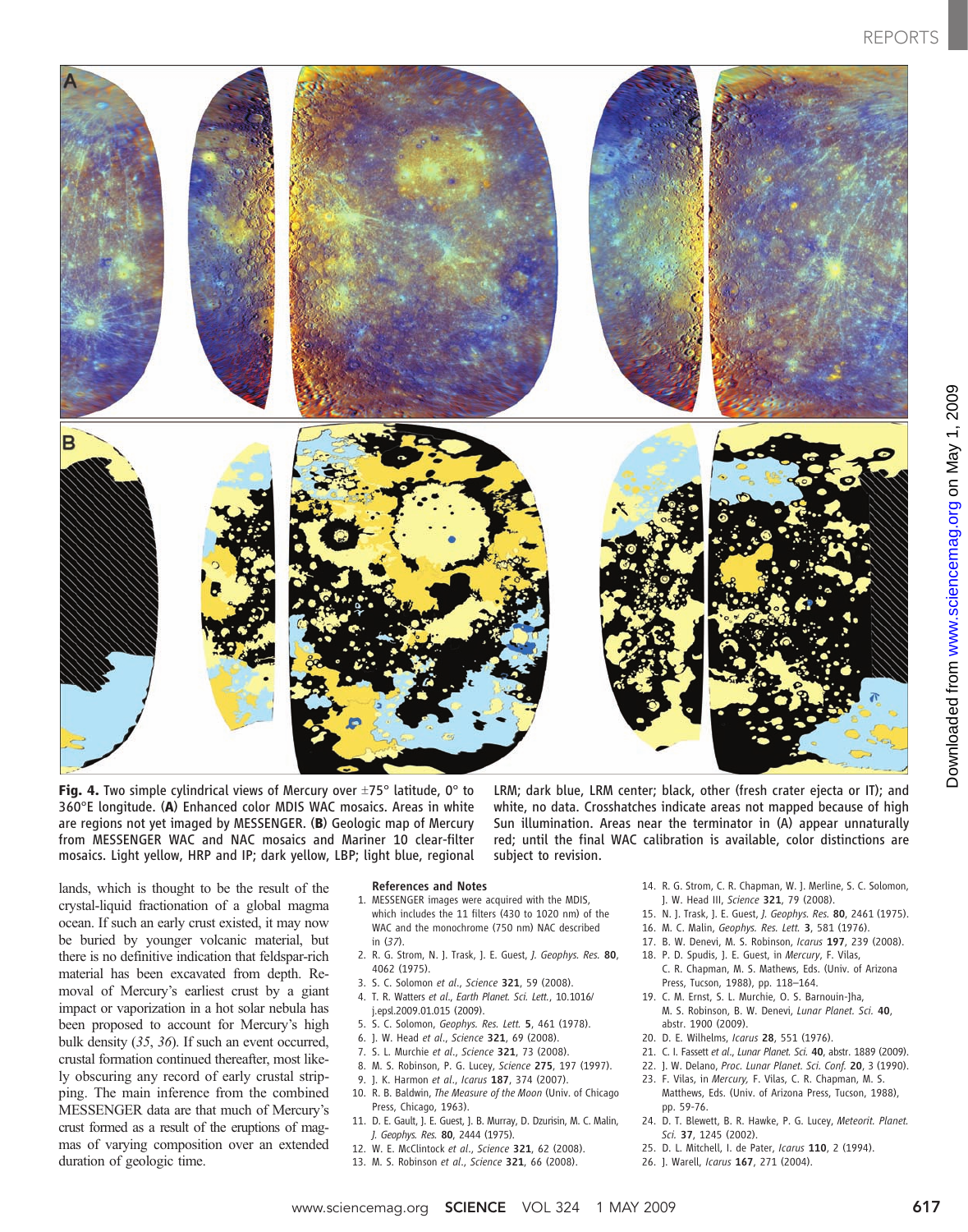**Fig. 4.** Two simple cylindrical views of Mercury over ±75° latitude, 0° to 360°E longitude. (**A**) Enhanced color MDIS WAC mosaics. Areas in white are regions not yet imaged by MESSENGER. (**B**) Geologic map of Mercury from MESSENGER WAC and NAC mosaics and Mariner 10 clear-filter mosaics. Light yellow, HRP and IP; dark yellow, LBP; light blue, regional LRM; dark blue, LRM center; black, other (fresh crater ejecta or IT); and white, no data. Crosshatches indicate areas not mapped because of high Sun illumination. Areas near the terminator in (A) appear unnaturally red; until the final WAC calibration is available, color distinctions are subject to revision.

lands, which is thought to be the result of the crystal-liquid fractionation of a global magma ocean. If such an early crust existed, it may now be buried by younger volcanic material, but there is no definitive indication that feldspar-rich material has been excavated from depth. Removal of Mercury's earliest crust by a giant impact or vaporization in a hot solar nebula has been proposed to account for Mercury's high bulk density (*35*, *36*). If such an event occurred, crustal formation continued thereafter, most likely obscuring any record of early crustal stripping. The main inference from the combined MESSENGER data are that much of Mercury's crust formed as a result of the eruptions of magmas of varying composition over an extended duration of geologic time.

### References and Notes

1. MESSENGER images were acquired with the MDIS, which includes the 11 filters (430 to 1020 nm) of the WAC and the monochrome (750 nm) NAC described in (*37*).
2. R. G. Strom, N. J. Trask, J. E. Guest, *J. Geophys. Res.* **80**, 4062 (1975).
3. S. C. Solomon *et al.*, *Science* **321**, 59 (2008).
4. T. R. Watters *et al.*, *Earth Planet. Sci. Lett.*, 10.1016/j.epsl.2009.01.015 (2009).
5. S. C. Solomon, *Geophys. Res. Lett.* **5**, 461 (1978).
6. J. W. Head *et al.*, *Science* **321**, 69 (2008).
7. S. L. Murchie *et al.*, *Science* **321**, 73 (2008).
8. M. S. Robinson, P. G. Lucey, *Science* **275**, 197 (1997).
9. J. K. Harmon *et al.*, *Icarus* **187**, 374 (2007).
10. R. B. Baldwin, *The Measure of the Moon* (Univ. of Chicago Press, Chicago, 1963).
11. D. E. Gault, J. E. Guest, J. B. Murray, D. Dzurisin, M. C. Malin, *J. Geophys. Res.* **80**, 2444 (1975).
12. W. E. McClintock *et al.*, *Science* **321**, 62 (2008).
13. M. S. Robinson *et al.*, *Science* **321**, 66 (2008).
14. R. G. Strom, C. R. Chapman, W. J. Merline, S. C. Solomon, J. W. Head III, *Science* **321**, 79 (2008).
15. N. J. Trask, J. E. Guest, *J. Geophys. Res.* **80**, 2461 (1975).
16. M. C. Malin, *Geophys. Res. Lett.* **3**, 581 (1976).
17. B. W. Denevi, M. S. Robinson, *Icarus* **197**, 239 (2008).
18. P. D. Spudis, J. E. Guest, in *Mercury*, F. Vilas, C. R. Chapman, M. S. Mathews, Eds. (Univ. of Arizona Press, Tucson, 1988), pp. 118–164.
19. C. M. Ernst, S. L. Murchie, O. S. Barnouin-Jha, M. S. Robinson, B. W. Denevi, *Lunar Planet. Sci.* **40**, abstr. 1900 (2009).
20. D. E. Wilhelms, *Icarus* **28**, 551 (1976).
21. C. I. Fassett *et al.*, *Lunar Planet. Sci.* **40**, abstr. 1889 (2009).
22. J. W. Delano, *Proc. Lunar Planet. Sci. Conf.* **20**, 3 (1990).
23. F. Vilas, in *Mercury,* F. Vilas, C. R. Chapman, M. S. Matthews, Eds. (Univ. of Arizona Press, Tucson, 1988), pp. 59-76.
24. D. T. Blewett, B. R. Hawke, P. G. Lucey, *Meteorit. Planet. Sci.* **37**, 1245 (2002).
25. D. L. Mitchell, I. de Pater, *Icarus* **110**, 2 (1994).
26. J. Warell, *Icarus* **167**, 271 (2004).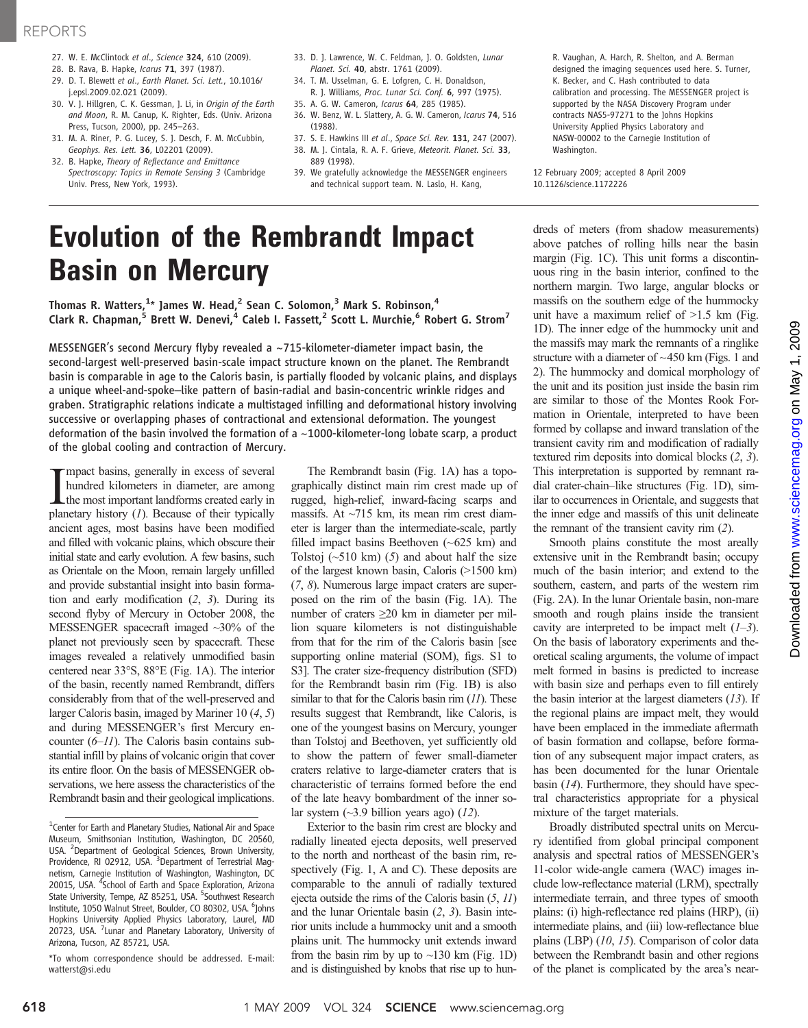27. W. E. McClintock *et al.*, *Science* **324**, 610 (2009).
28. B. Rava, B. Hapke, *Icarus* **71**, 397 (1987).
29. D. T. Blewett *et al.*, *Earth Planet. Sci. Lett.*, 10.1016/j.epsl.2009.02.021 (2009).
30. V. J. Hillgren, C. K. Gessman, J. Li, in *Origin of the Earth and Moon*, R. M. Canup, K. Righter, Eds. (Univ. Arizona Press, Tucson, 2000), pp. 245–263.
31. M. A. Riner, P. G. Lucey, S. J. Desch, F. M. McCubbin, *Geophys. Res. Lett.* **36**, L02201 (2009).
32. B. Hapke, *Theory of Reflectance and Emittance Spectroscopy: Topics in Remote Sensing 3* (Cambridge Univ. Press, New York, 1993).
33. D. J. Lawrence, W. C. Feldman, J. O. Goldsten, *Lunar Planet. Sci.* **40**, abstr. 1761 (2009).
34. T. M. Usselman, G. E. Lofgren, C. H. Donaldson, R. J. Williams, *Proc. Lunar Sci. Conf.* **6**, 997 (1975).
35. A. G. W. Cameron, *Icarus* **64**, 285 (1985).
36. W. Benz, W. L. Slattery, A. G. W. Cameron, *Icarus* **74**, 516 (1988).
37. S. E. Hawkins III *et al.*, *Space Sci. Rev.* **131**, 247 (2007).
38. M. J. Cintala, R. A. F. Grieve, *Meteorit. Planet. Sci.* **33**, 889 (1998).
39. We gratefully acknowledge the MESSENGER engineers and technical support team. N. Laslo, H. Kang, R. Vaughan, A. Harch, R. Shelton, and A. Berman designed the imaging sequences used here. S. Turner, K. Becker, and C. Hash contributed to data calibration and processing. The MESSENGER project is supported by the NASA Discovery Program under contracts NAS5-97271 to the Johns Hopkins University Applied Physics Laboratory and NASW-00002 to the Carnegie Institution of Washington.

12 February 2009; accepted 8 April 2009
10.1126/science.1172226

# Evolution of the Rembrandt Impact Basin on Mercury

**Thomas R. Watters,[1]* James W. Head,[2] Sean C. Solomon,[3] Mark S. Robinson,[4] Clark R. Chapman,[5] Brett W. Denevi,[4] Caleb I. Fassett,[2] Scott L. Murchie,[6] Robert G. Strom[7]**

MESSENGER's second Mercury flyby revealed a ~715-kilometer-diameter impact basin, the second-largest well-preserved basin-scale impact structure known on the planet. The Rembrandt basin is comparable in age to the Caloris basin, is partially flooded by volcanic plains, and displays a unique wheel-and-spoke–like pattern of basin-radial and basin-concentric wrinkle ridges and graben. Stratigraphic relations indicate a multistaged infilling and deformational history involving successive or overlapping phases of contractional and extensional deformation. The youngest deformation of the basin involved the formation of a ~1000-kilometer-long lobate scarp, a product of the global cooling and contraction of Mercury.

Impact basins, generally in excess of several hundred kilometers in diameter, are among the most important landforms created early in planetary history (*1*). Because of their typically ancient ages, most basins have been modified and filled with volcanic plains, which obscure their initial state and early evolution. A few basins, such as Orientale on the Moon, remain largely unfilled and provide substantial insight into basin formation and early modification (*2*, *3*). During its second flyby of Mercury in October 2008, the MESSENGER spacecraft imaged ~30% of the planet not previously seen by spacecraft. These images revealed a relatively unmodified basin centered near 33°S, 88°E (Fig. 1A). The interior of the basin, recently named Rembrandt, differs considerably from that of the well-preserved and larger Caloris basin, imaged by Mariner 10 (*4*, *5*) and during MESSENGER's first Mercury encounter (*6*–*11*). The Caloris basin contains substantial infill by plains of volcanic origin that cover its entire floor. On the basis of MESSENGER observations, we here assess the characteristics of the Rembrandt basin and their geological implications.

The Rembrandt basin (Fig. 1A) has a topographically distinct main rim crest made up of rugged, high-relief, inward-facing scarps and massifs. At ~715 km, its mean rim crest diameter is larger than the intermediate-scale, partly filled impact basins Beethoven (~625 km) and Tolstoj (~510 km) (*5*) and about half the size of the largest known basin, Caloris (>1500 km) (*7*, *8*). Numerous large impact craters are superposed on the rim of the basin (Fig. 1A). The number of craters ≥20 km in diameter per million square kilometers is not distinguishable from that for the rim of the Caloris basin [see supporting online material (SOM), figs. S1 to S3]. The crater size-frequency distribution (SFD) for the Rembrandt basin rim (Fig. 1B) is also similar to that for the Caloris basin rim (*11*). These results suggest that Rembrandt, like Caloris, is one of the youngest basins on Mercury, younger than Tolstoj and Beethoven, yet sufficiently old to show the pattern of fewer small-diameter craters relative to large-diameter craters that is characteristic of terrains formed before the end of the late heavy bombardment of the inner solar system (~3.9 billion years ago) (*12*).

Exterior to the basin rim crest are blocky and radially lineated ejecta deposits, well preserved to the north and northeast of the basin rim, respectively (Fig. 1, A and C). These deposits are comparable to the annuli of radially textured ejecta outside the rims of the Caloris basin (*5*, *11*) and the lunar Orientale basin (*2*, *3*). Basin interior units include a hummocky unit and a smooth plains unit. The hummocky unit extends inward from the basin rim by up to ~130 km (Fig. 1D) and is distinguished by knobs that rise up to hundreds of meters (from shadow measurements) above patches of rolling hills near the basin margin (Fig. 1C). This unit forms a discontinuous ring in the basin interior, confined to the northern margin. Two large, angular blocks or massifs on the southern edge of the hummocky unit have a maximum relief of >1.5 km (Fig. 1D). The inner edge of the hummocky unit and the massifs may mark the remnants of a ringlike structure with a diameter of ~450 km (Figs. 1 and 2). The hummocky and domical morphology of the unit and its position just inside the basin rim are similar to those of the Montes Rook Formation in Orientale, interpreted to have been formed by collapse and inward translation of the transient cavity rim and modification of radially textured rim deposits into domical blocks (*2*, *3*). This interpretation is supported by remnant radial crater-chain–like structures (Fig. 1D), similar to occurrences in Orientale, and suggests that the inner edge and massifs of this unit delineate the remnant of the transient cavity rim (*2*).

Smooth plains constitute the most areally extensive unit in the Rembrandt basin; occupy much of the basin interior; and extend to the southern, eastern, and parts of the western rim (Fig. 2A). In the lunar Orientale basin, non-mare smooth and rough plains inside the transient cavity are interpreted to be impact melt (*1*–*3*). On the basis of laboratory experiments and theoretical scaling arguments, the volume of impact melt formed in basins is predicted to increase with basin size and perhaps even to fill entirely the basin interior at the largest diameters (*13*). If the regional plains are impact melt, they would have been emplaced in the immediate aftermath of basin formation and collapse, before formation of any subsequent major impact craters, as has been documented for the lunar Orientale basin (*14*). Furthermore, they should have spectral characteristics appropriate for a physical mixture of the target materials.

Broadly distributed spectral units on Mercury identified from global principal component analysis and spectral ratios of MESSENGER's 11-color wide-angle camera (WAC) images include low-reflectance material (LRM), spectrally intermediate terrain, and three types of smooth plains: (i) high-reflectance red plains (HRP), (ii) intermediate plains, and (iii) low-reflectance blue plains (LBP) (*10*, *15*). Comparison of color data between the Rembrandt basin and other regions of the planet is complicated by the area's near-

[1]Center for Earth and Planetary Studies, National Air and Space Museum, Smithsonian Institution, Washington, DC 20560, USA. [2]Department of Geological Sciences, Brown University, Providence, RI 02912, USA. [3]Department of Terrestrial Magnetism, Carnegie Institution of Washington, Washington, DC 20015, USA. [4]School of Earth and Space Exploration, Arizona State University, Tempe, AZ 85251, USA. [5]Southwest Research Institute, 1050 Walnut Street, Boulder, CO 80302, USA. [6]Johns Hopkins University Applied Physics Laboratory, Laurel, MD 20723, USA. [7]Lunar and Planetary Laboratory, University of Arizona, Tucson, AZ 85721, USA.

*To whom correspondence should be addressed. E-mail: watterst@si.edu